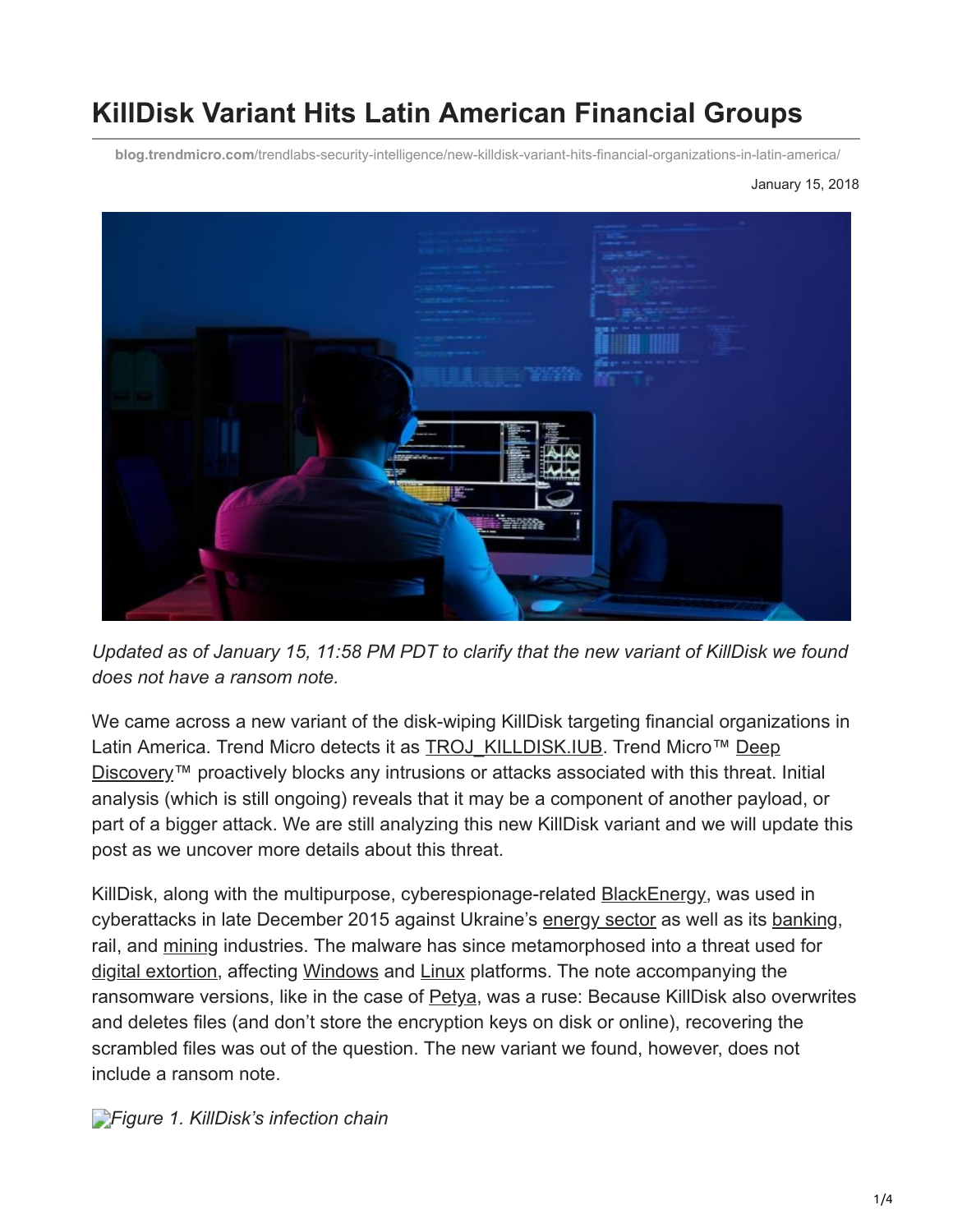# KillDisk Variant Hits Latin American Financial Groups

blog.trendmicro.com/trendlabs-security-intelligence/new-killdisk-variant-hits-financial-organizations-in-latin-america/

January 15, 2018

*Updated as of January 15, 11:58 PM PDT to clarify that the new variant of KillDisk we found does not have a ransom note.*

We came across a new variant of the disk-wiping KillDisk targeting financial organizations in Latin America. Trend Micro detects it as TROJ_KILLDISK.IUB. Trend Micro™ Deep Discovery™ proactively blocks any intrusions or attacks associated with this threat. Initial analysis (which is still ongoing) reveals that it may be a component of another payload, or part of a bigger attack. We are still analyzing this new KillDisk variant and we will update this post as we uncover more details about this threat.

KillDisk, along with the multipurpose, cyberespionage-related BlackEnergy, was used in cyberattacks in late December 2015 against Ukraine's energy sector as well as its banking, rail, and mining industries. The malware has since metamorphosed into a threat used for digital extortion, affecting Windows and Linux platforms. The note accompanying the ransomware versions, like in the case of Petya, was a ruse: Because KillDisk also overwrites and deletes files (and don't store the encryption keys on disk or online), recovering the scrambled files was out of the question. The new variant we found, however, does not include a ransom note.

*Figure 1. KillDisk's infection chain*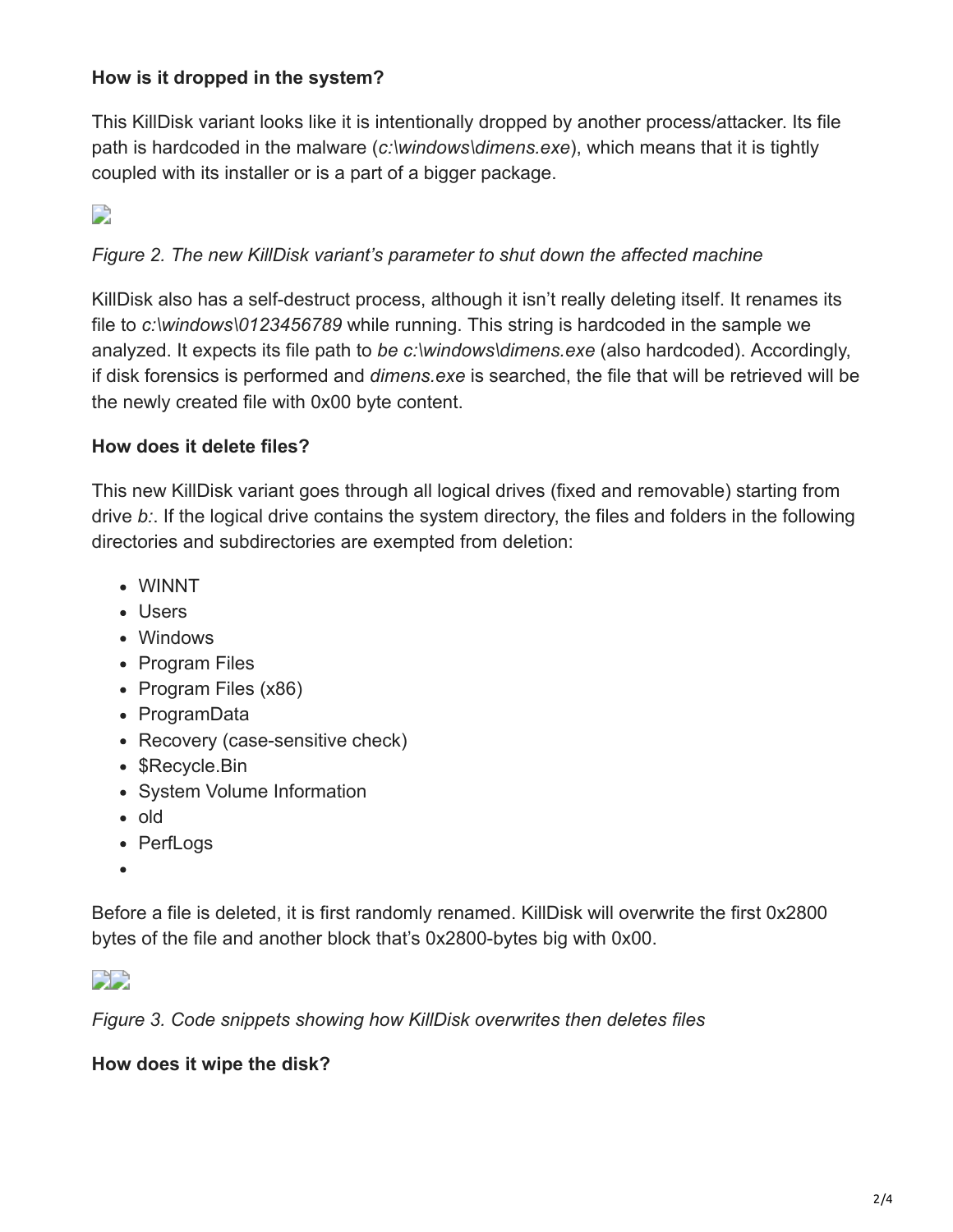**How is it dropped in the system?**

This KillDisk variant looks like it is intentionally dropped by another process/attacker. Its file path is hardcoded in the malware (*c:\windows\dimens.exe*), which means that it is tightly coupled with its installer or is a part of a bigger package.

*Figure 2. The new KillDisk variant's parameter to shut down the affected machine*

KillDisk also has a self-destruct process, although it isn't really deleting itself. It renames its file to *c:\windows\0123456789* while running. This string is hardcoded in the sample we analyzed. It expects its file path to *be c:\windows\dimens.exe* (also hardcoded). Accordingly, if disk forensics is performed and *dimens.exe* is searched, the file that will be retrieved will be the newly created file with 0x00 byte content.

**How does it delete files?**

This new KillDisk variant goes through all logical drives (fixed and removable) starting from drive *b:*. If the logical drive contains the system directory, the files and folders in the following directories and subdirectories are exempted from deletion:

- WINNT
- Users
- Windows
- Program Files
- Program Files (x86)
- ProgramData
- Recovery (case-sensitive check)
- $Recycle.Bin
- System Volume Information
- old
- PerfLogs
- 

Before a file is deleted, it is first randomly renamed. KillDisk will overwrite the first 0x2800 bytes of the file and another block that's 0x2800-bytes big with 0x00.

*Figure 3. Code snippets showing how KillDisk overwrites then deletes files*

**How does it wipe the disk?**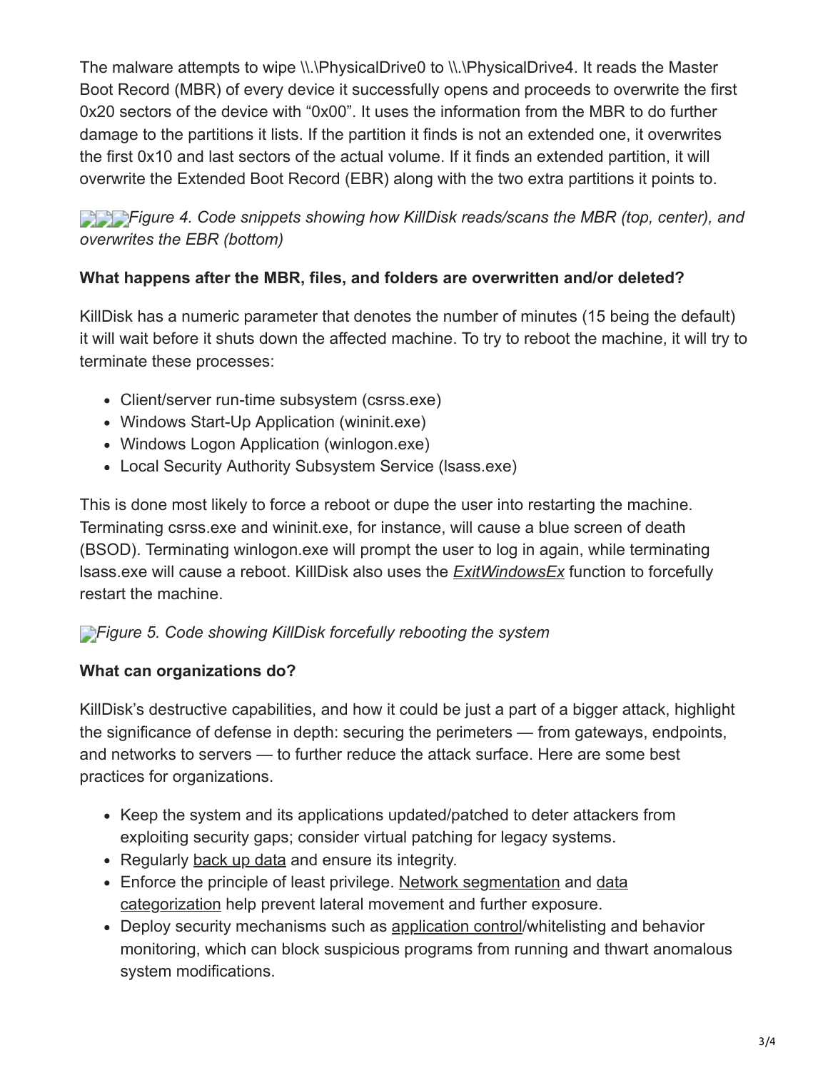The malware attempts to wipe \\.\PhysicalDrive0 to \\.\PhysicalDrive4. It reads the Master Boot Record (MBR) of every device it successfully opens and proceeds to overwrite the first 0x20 sectors of the device with “0x00”. It uses the information from the MBR to do further damage to the partitions it lists. If the partition it finds is not an extended one, it overwrites the first 0x10 and last sectors of the actual volume. If it finds an extended partition, it will overwrite the Extended Boot Record (EBR) along with the two extra partitions it points to.

*Figure 4. Code snippets showing how KillDisk reads/scans the MBR (top, center), and overwrites the EBR (bottom)*

**What happens after the MBR, files, and folders are overwritten and/or deleted?**

KillDisk has a numeric parameter that denotes the number of minutes (15 being the default) it will wait before it shuts down the affected machine. To try to reboot the machine, it will try to terminate these processes:

- Client/server run-time subsystem (csrss.exe)
- Windows Start-Up Application (wininit.exe)
- Windows Logon Application (winlogon.exe)
- Local Security Authority Subsystem Service (lsass.exe)

This is done most likely to force a reboot or dupe the user into restarting the machine. Terminating csrss.exe and wininit.exe, for instance, will cause a blue screen of death (BSOD). Terminating winlogon.exe will prompt the user to log in again, while terminating lsass.exe will cause a reboot. KillDisk also uses the *ExitWindowsEx* function to forcefully restart the machine.

*Figure 5. Code showing KillDisk forcefully rebooting the system*

**What can organizations do?**

KillDisk’s destructive capabilities, and how it could be just a part of a bigger attack, highlight the significance of defense in depth: securing the perimeters — from gateways, endpoints, and networks to servers — to further reduce the attack surface. Here are some best practices for organizations.

- Keep the system and its applications updated/patched to deter attackers from exploiting security gaps; consider virtual patching for legacy systems.
- Regularly back up data and ensure its integrity.
- Enforce the principle of least privilege. Network segmentation and data categorization help prevent lateral movement and further exposure.
- Deploy security mechanisms such as application control/whitelisting and behavior monitoring, which can block suspicious programs from running and thwart anomalous system modifications.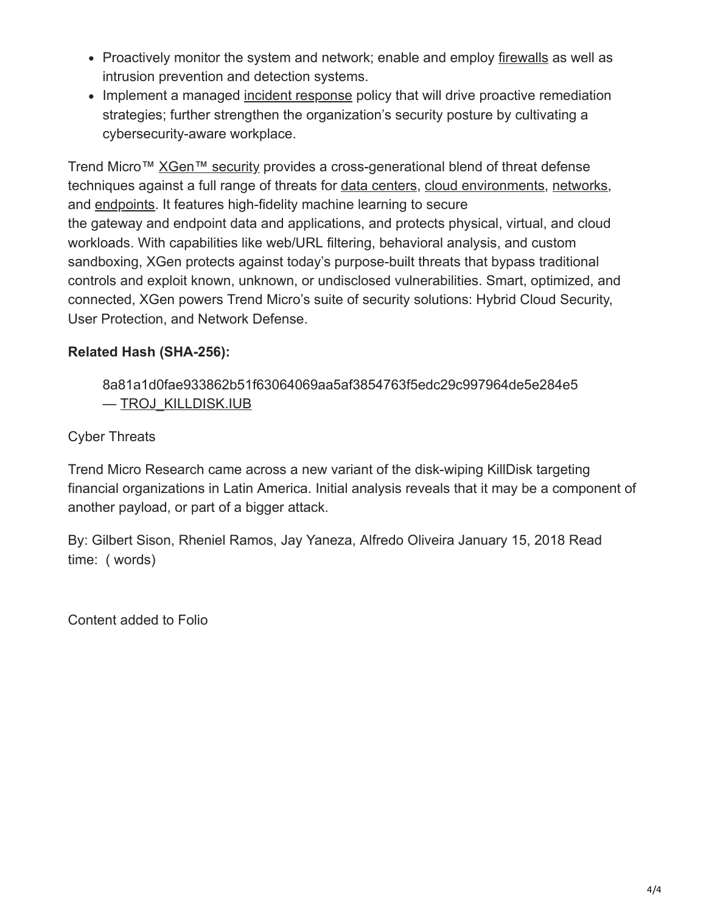- Proactively monitor the system and network; enable and employ firewalls as well as intrusion prevention and detection systems.
- Implement a managed incident response policy that will drive proactive remediation strategies; further strengthen the organization's security posture by cultivating a cybersecurity-aware workplace.

Trend Micro™ XGen™ security provides a cross-generational blend of threat defense techniques against a full range of threats for data centers, cloud environments, networks, and endpoints. It features high-fidelity machine learning to secure the gateway and endpoint data and applications, and protects physical, virtual, and cloud workloads. With capabilities like web/URL filtering, behavioral analysis, and custom sandboxing, XGen protects against today's purpose-built threats that bypass traditional controls and exploit known, unknown, or undisclosed vulnerabilities. Smart, optimized, and connected, XGen powers Trend Micro's suite of security solutions: Hybrid Cloud Security, User Protection, and Network Defense.

**Related Hash (SHA-256):**

> 8a81a1d0fae933862b51f63064069aa5af3854763f5edc29c997964de5e284e5 — TROJ_KILLDISK.IUB

Cyber Threats

Trend Micro Research came across a new variant of the disk-wiping KillDisk targeting financial organizations in Latin America. Initial analysis reveals that it may be a component of another payload, or part of a bigger attack.

By: Gilbert Sison, Rheniel Ramos, Jay Yaneza, Alfredo Oliveira January 15, 2018 Read time: ( words)

Content added to Folio